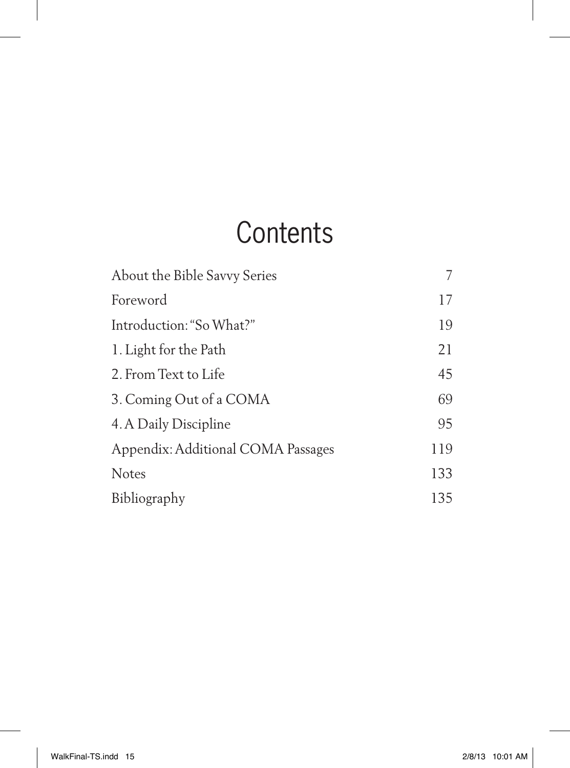# Contents

| | |
|---|---|
| About the Bible Savvy Series | 7 |
| Foreword | 17 |
| Introduction: "So What?" | 19 |
| 1. Light for the Path | 21 |
| 2. From Text to Life | 45 |
| 3. Coming Out of a COMA | 69 |
| 4. A Daily Discipline | 95 |
| Appendix: Additional COMA Passages | 119 |
| Notes | 133 |
| Bibliography | 135 |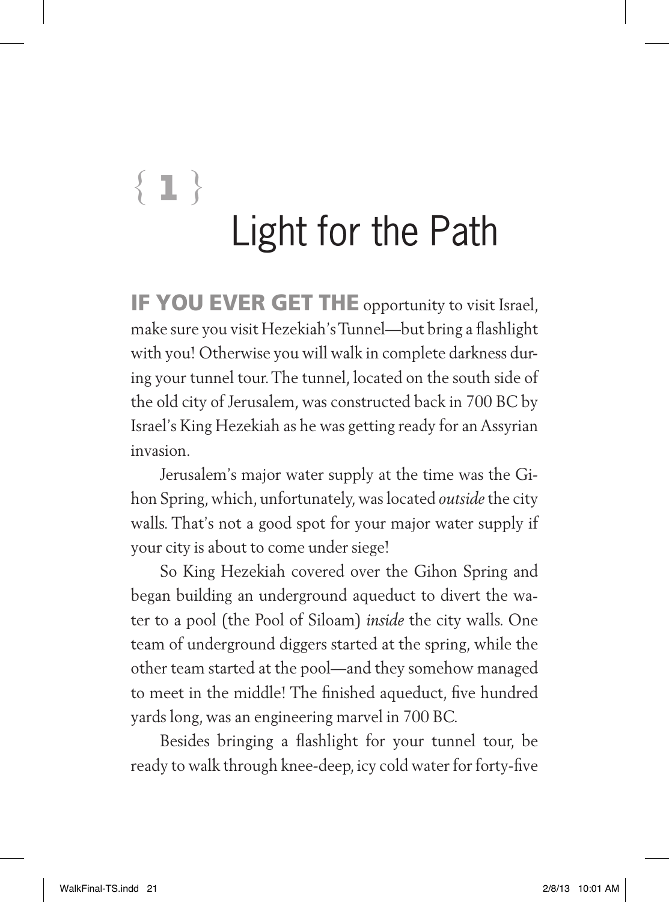# { 1 } Light for the Path

**IF YOU EVER GET THE** opportunity to visit Israel, make sure you visit Hezekiah's Tunnel—but bring a flashlight with you! Otherwise you will walk in complete darkness during your tunnel tour. The tunnel, located on the south side of the old city of Jerusalem, was constructed back in 700 BC by Israel's King Hezekiah as he was getting ready for an Assyrian invasion.

Jerusalem's major water supply at the time was the Gihon Spring, which, unfortunately, was located *outside* the city walls. That's not a good spot for your major water supply if your city is about to come under siege!

So King Hezekiah covered over the Gihon Spring and began building an underground aqueduct to divert the water to a pool (the Pool of Siloam) *inside* the city walls. One team of underground diggers started at the spring, while the other team started at the pool—and they somehow managed to meet in the middle! The finished aqueduct, five hundred yards long, was an engineering marvel in 700 BC.

Besides bringing a flashlight for your tunnel tour, be ready to walk through knee-deep, icy cold water for forty-five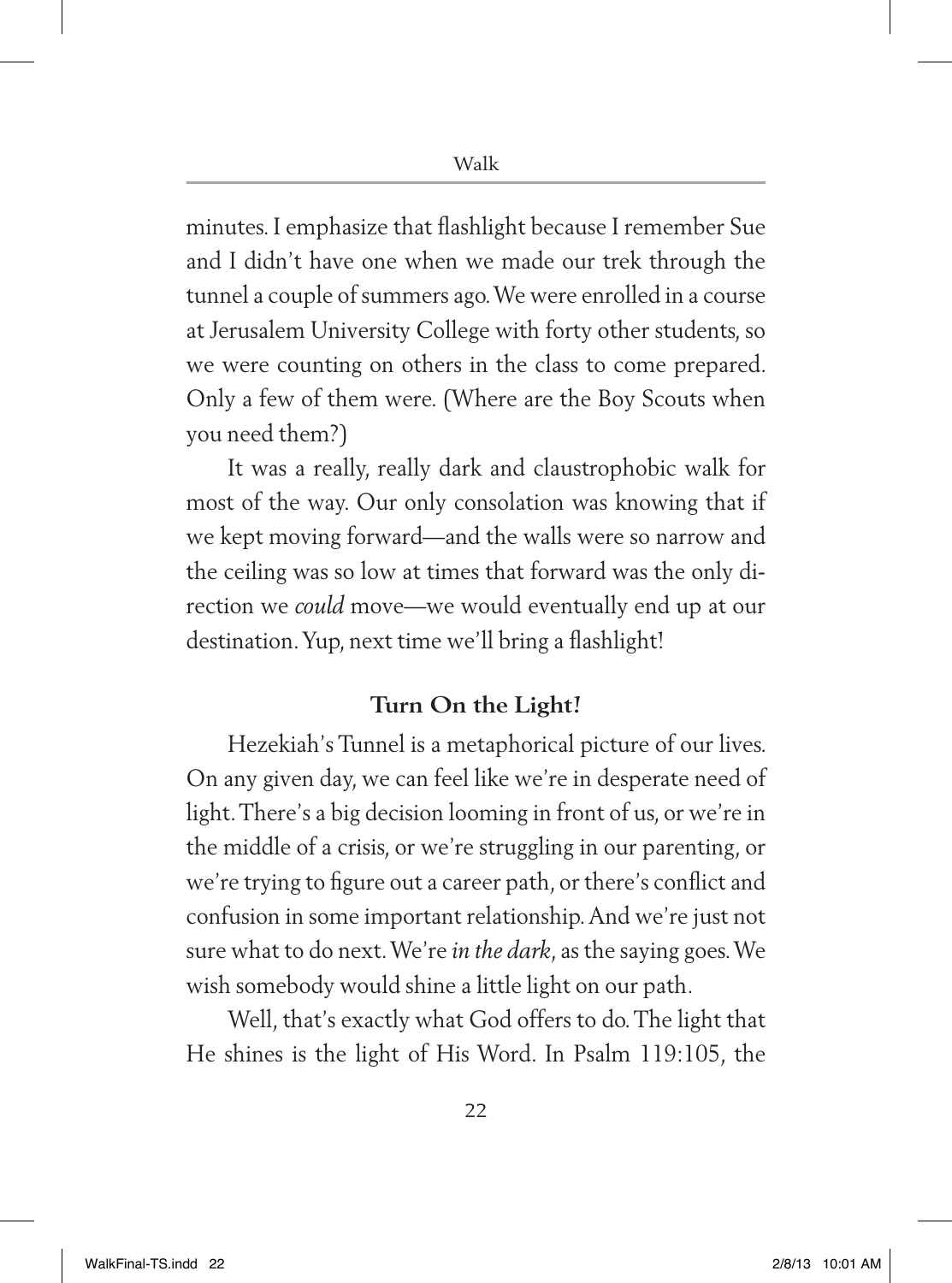minutes. I emphasize that flashlight because I remember Sue and I didn't have one when we made our trek through the tunnel a couple of summers ago. We were enrolled in a course at Jerusalem University College with forty other students, so we were counting on others in the class to come prepared. Only a few of them were. (Where are the Boy Scouts when you need them?)

It was a really, really dark and claustrophobic walk for most of the way. Our only consolation was knowing that if we kept moving forward—and the walls were so narrow and the ceiling was so low at times that forward was the only direction we *could* move—we would eventually end up at our destination. Yup, next time we'll bring a flashlight!

### Turn On the Light!

Hezekiah's Tunnel is a metaphorical picture of our lives. On any given day, we can feel like we're in desperate need of light. There's a big decision looming in front of us, or we're in the middle of a crisis, or we're struggling in our parenting, or we're trying to figure out a career path, or there's conflict and confusion in some important relationship. And we're just not sure what to do next. We're *in the dark*, as the saying goes. We wish somebody would shine a little light on our path.

Well, that's exactly what God offers to do. The light that He shines is the light of His Word. In Psalm 119:105, the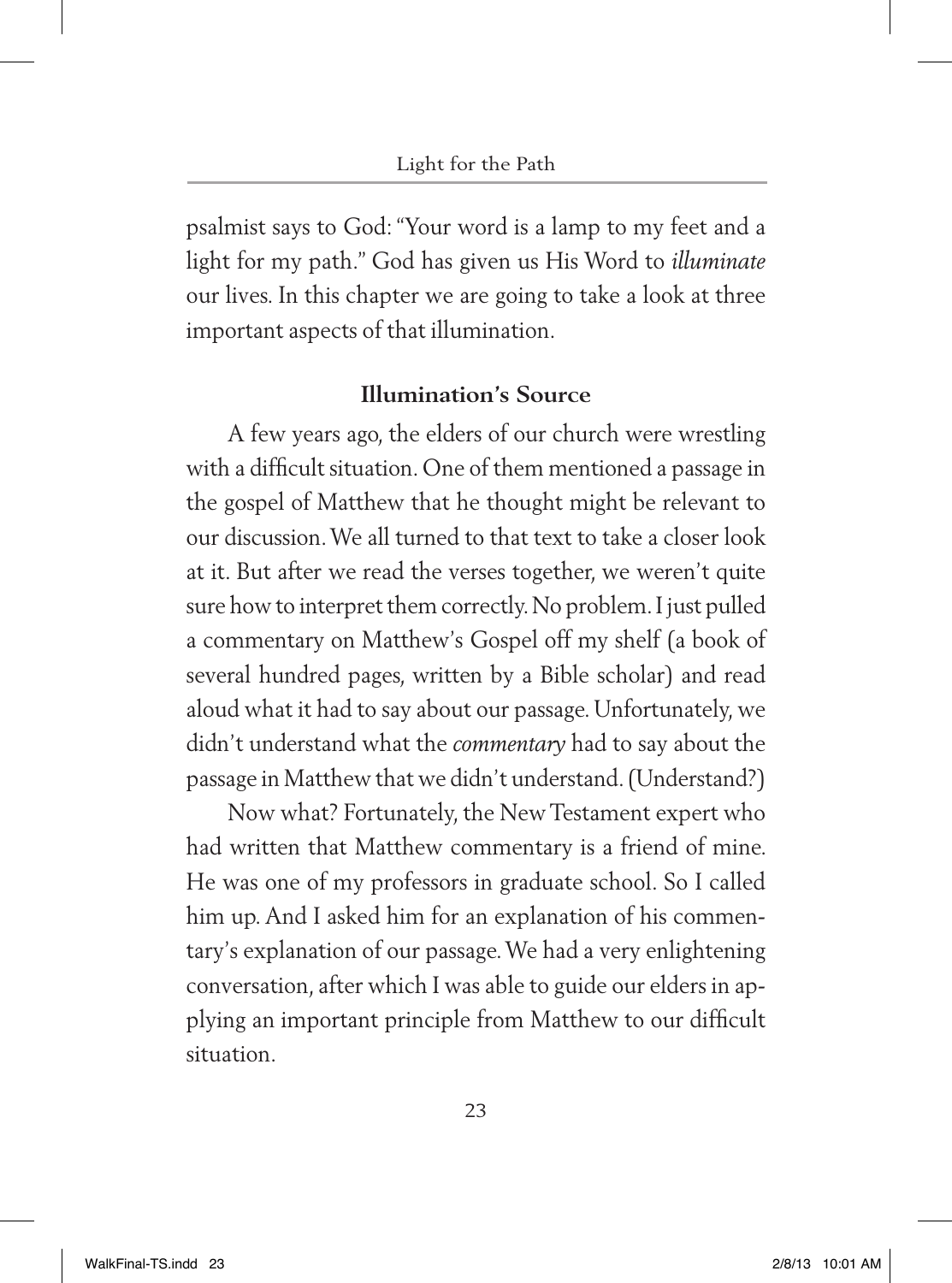psalmist says to God: "Your word is a lamp to my feet and a light for my path." God has given us His Word to *illuminate* our lives. In this chapter we are going to take a look at three important aspects of that illumination.

### Illumination's Source

A few years ago, the elders of our church were wrestling with a difficult situation. One of them mentioned a passage in the gospel of Matthew that he thought might be relevant to our discussion. We all turned to that text to take a closer look at it. But after we read the verses together, we weren't quite sure how to interpret them correctly. No problem. I just pulled a commentary on Matthew's Gospel off my shelf (a book of several hundred pages, written by a Bible scholar) and read aloud what it had to say about our passage. Unfortunately, we didn't understand what the *commentary* had to say about the passage in Matthew that we didn't understand. (Understand?)

Now what? Fortunately, the New Testament expert who had written that Matthew commentary is a friend of mine. He was one of my professors in graduate school. So I called him up. And I asked him for an explanation of his commentary's explanation of our passage. We had a very enlightening conversation, after which I was able to guide our elders in applying an important principle from Matthew to our difficult situation.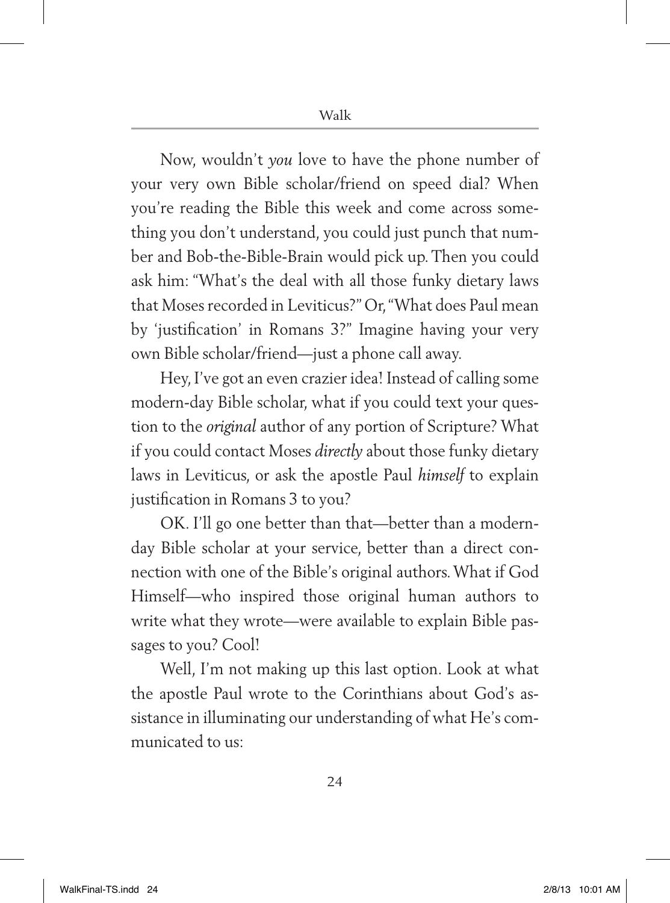Now, wouldn't *you* love to have the phone number of your very own Bible scholar/friend on speed dial? When you're reading the Bible this week and come across something you don't understand, you could just punch that number and Bob-the-Bible-Brain would pick up. Then you could ask him: "What's the deal with all those funky dietary laws that Moses recorded in Leviticus?" Or, "What does Paul mean by 'justification' in Romans 3?" Imagine having your very own Bible scholar/friend—just a phone call away.

Hey, I've got an even crazier idea! Instead of calling some modern-day Bible scholar, what if you could text your question to the *original* author of any portion of Scripture? What if you could contact Moses *directly* about those funky dietary laws in Leviticus, or ask the apostle Paul *himself* to explain justification in Romans 3 to you?

OK. I'll go one better than that—better than a modern-day Bible scholar at your service, better than a direct connection with one of the Bible's original authors. What if God Himself—who inspired those original human authors to write what they wrote—were available to explain Bible passages to you? Cool!

Well, I'm not making up this last option. Look at what the apostle Paul wrote to the Corinthians about God's assistance in illuminating our understanding of what He's communicated to us: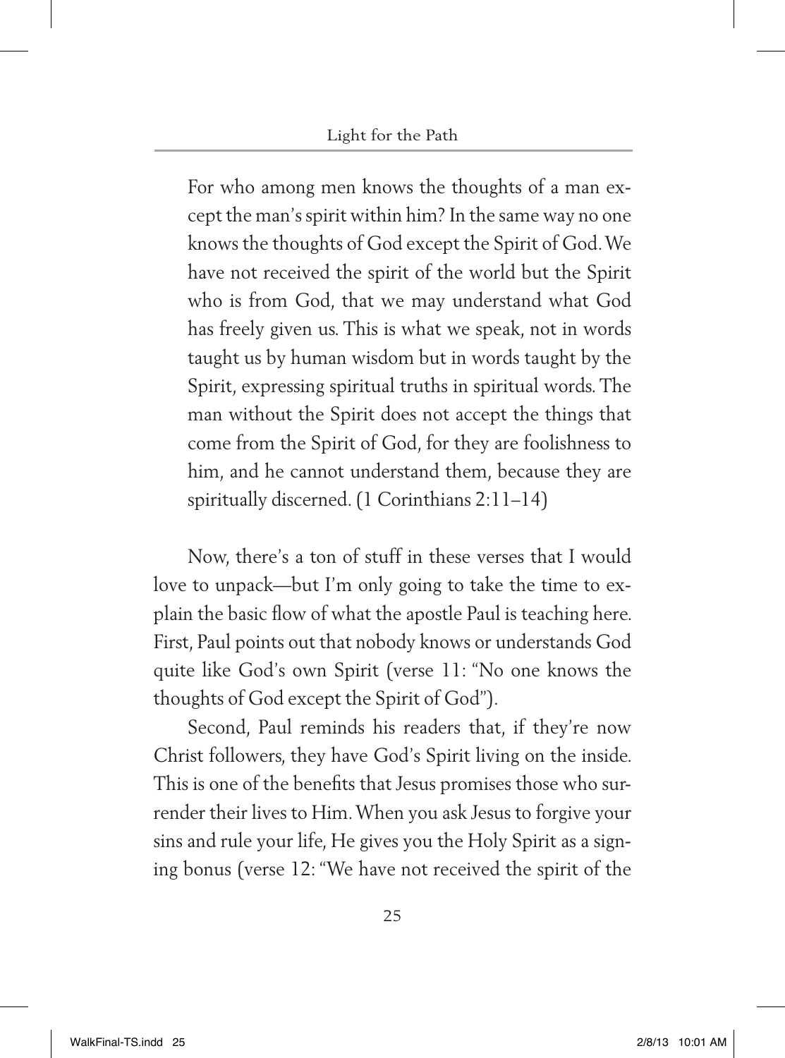> For who among men knows the thoughts of a man except the man's spirit within him? In the same way no one knows the thoughts of God except the Spirit of God. We have not received the spirit of the world but the Spirit who is from God, that we may understand what God has freely given us. This is what we speak, not in words taught us by human wisdom but in words taught by the Spirit, expressing spiritual truths in spiritual words. The man without the Spirit does not accept the things that come from the Spirit of God, for they are foolishness to him, and he cannot understand them, because they are spiritually discerned. (1 Corinthians 2:11–14)

Now, there's a ton of stuff in these verses that I would love to unpack—but I'm only going to take the time to explain the basic flow of what the apostle Paul is teaching here. First, Paul points out that nobody knows or understands God quite like God's own Spirit (verse 11: "No one knows the thoughts of God except the Spirit of God").

Second, Paul reminds his readers that, if they're now Christ followers, they have God's Spirit living on the inside. This is one of the benefits that Jesus promises those who surrender their lives to Him. When you ask Jesus to forgive your sins and rule your life, He gives you the Holy Spirit as a signing bonus (verse 12: "We have not received the spirit of the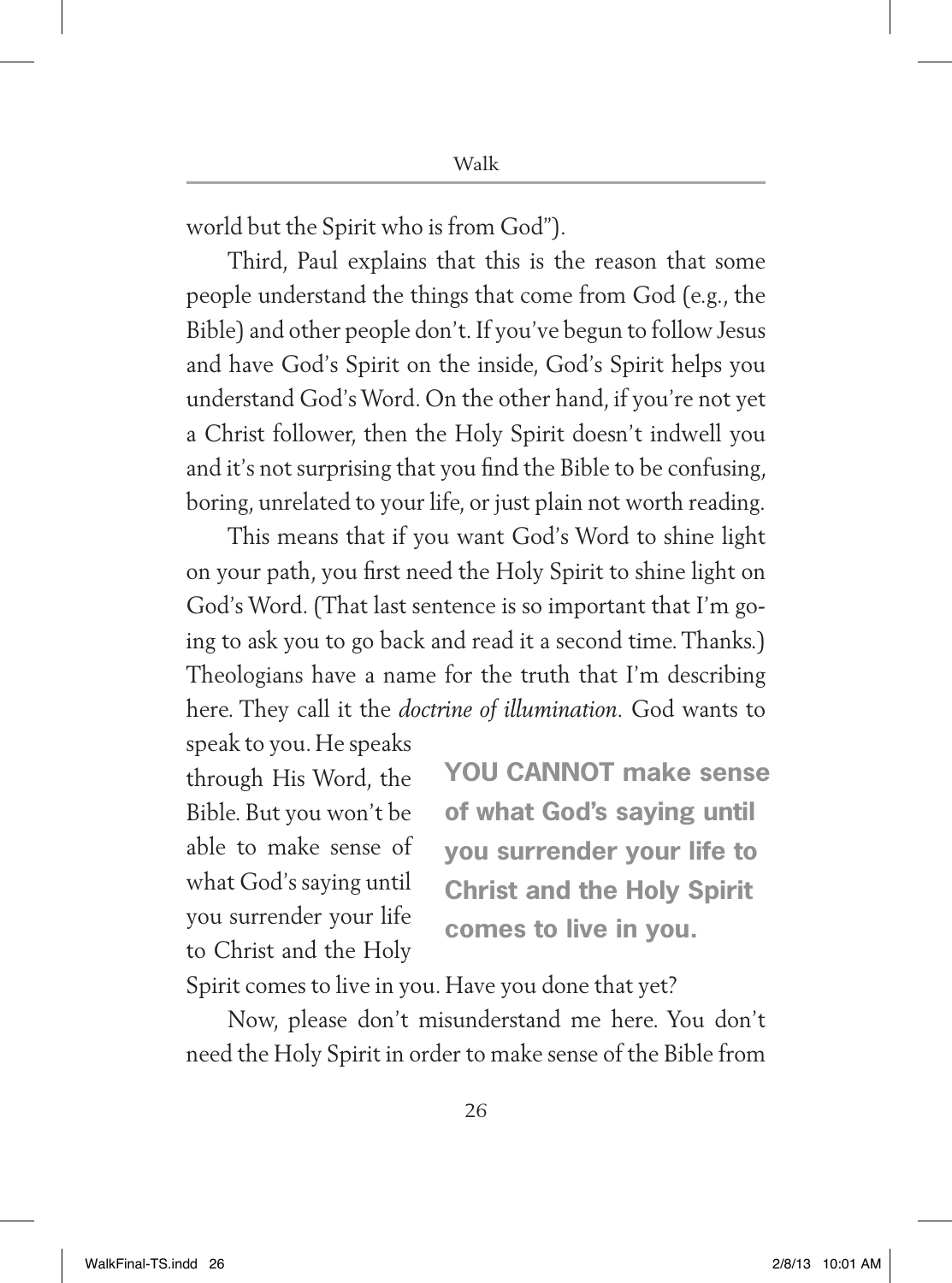world but the Spirit who is from God").

Third, Paul explains that this is the reason that some people understand the things that come from God (e.g., the Bible) and other people don't. If you've begun to follow Jesus and have God's Spirit on the inside, God's Spirit helps you understand God's Word. On the other hand, if you're not yet a Christ follower, then the Holy Spirit doesn't indwell you and it's not surprising that you find the Bible to be confusing, boring, unrelated to your life, or just plain not worth reading.

This means that if you want God's Word to shine light on your path, you first need the Holy Spirit to shine light on God's Word. (That last sentence is so important that I'm going to ask you to go back and read it a second time. Thanks.) Theologians have a name for the truth that I'm describing here. They call it the *doctrine of illumination*. God wants to speak to you. He speaks through His Word, the Bible. But you won't be able to make sense of what God's saying until you surrender your life to Christ and the Holy Spirit comes to live in you. Have you done that yet?

> **YOU CANNOT make sense of what God's saying until you surrender your life to Christ and the Holy Spirit comes to live in you.**

Now, please don't misunderstand me here. You don't need the Holy Spirit in order to make sense of the Bible from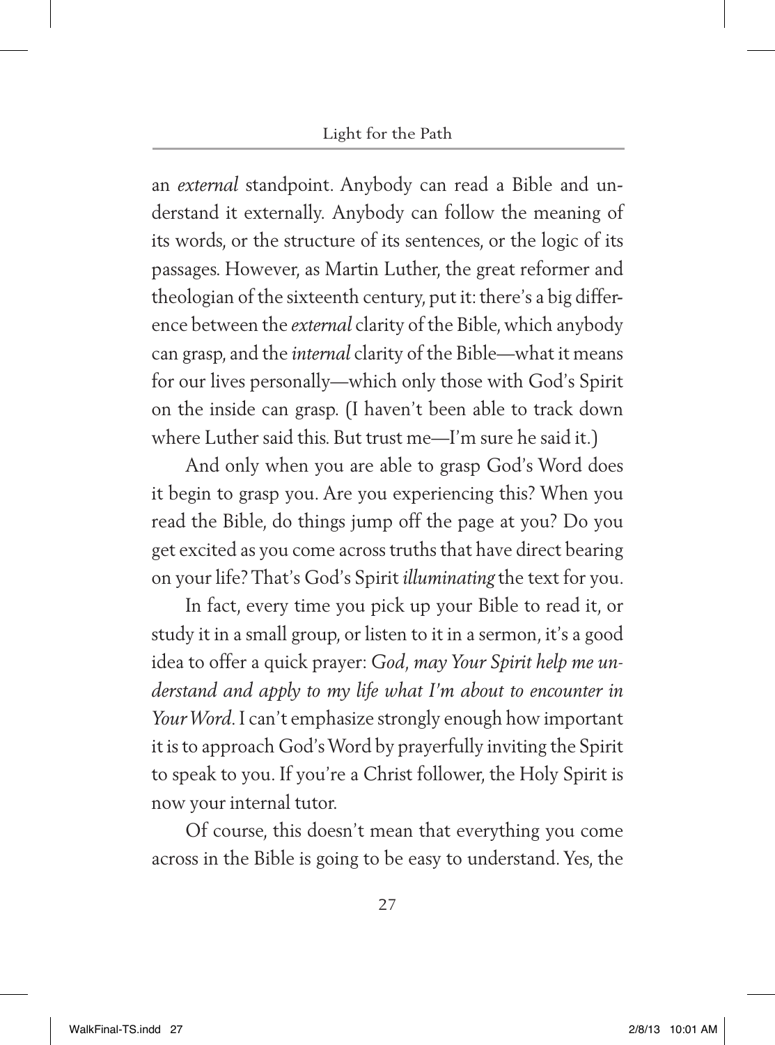an *external* standpoint. Anybody can read a Bible and understand it externally. Anybody can follow the meaning of its words, or the structure of its sentences, or the logic of its passages. However, as Martin Luther, the great reformer and theologian of the sixteenth century, put it: there's a big difference between the *external* clarity of the Bible, which anybody can grasp, and the *internal* clarity of the Bible—what it means for our lives personally—which only those with God's Spirit on the inside can grasp. (I haven't been able to track down where Luther said this. But trust me—I'm sure he said it.)

And only when you are able to grasp God's Word does it begin to grasp you. Are you experiencing this? When you read the Bible, do things jump off the page at you? Do you get excited as you come across truths that have direct bearing on your life? That's God's Spirit *illuminating* the text for you.

In fact, every time you pick up your Bible to read it, or study it in a small group, or listen to it in a sermon, it's a good idea to offer a quick prayer: *God, may Your Spirit help me understand and apply to my life what I'm about to encounter in Your Word*. I can't emphasize strongly enough how important it is to approach God's Word by prayerfully inviting the Spirit to speak to you. If you're a Christ follower, the Holy Spirit is now your internal tutor.

Of course, this doesn't mean that everything you come across in the Bible is going to be easy to understand. Yes, the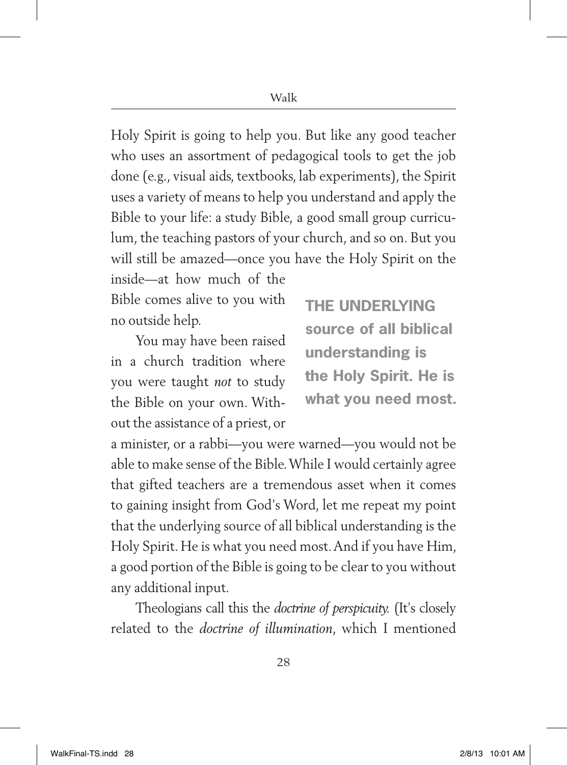Holy Spirit is going to help you. But like any good teacher who uses an assortment of pedagogical tools to get the job done (e.g., visual aids, textbooks, lab experiments), the Spirit uses a variety of means to help you understand and apply the Bible to your life: a study Bible, a good small group curriculum, the teaching pastors of your church, and so on. But you will still be amazed—once you have the Holy Spirit on the inside—at how much of the Bible comes alive to you with no outside help.

> **THE UNDERLYING source of all biblical understanding is the Holy Spirit. He is what you need most.**

You may have been raised in a church tradition where you were taught *not* to study the Bible on your own. Without the assistance of a priest, or a minister, or a rabbi—you were warned—you would not be able to make sense of the Bible. While I would certainly agree that gifted teachers are a tremendous asset when it comes to gaining insight from God's Word, let me repeat my point that the underlying source of all biblical understanding is the Holy Spirit. He is what you need most. And if you have Him, a good portion of the Bible is going to be clear to you without any additional input.

Theologians call this the *doctrine of perspicuity.* (It's closely related to the *doctrine of illumination*, which I mentioned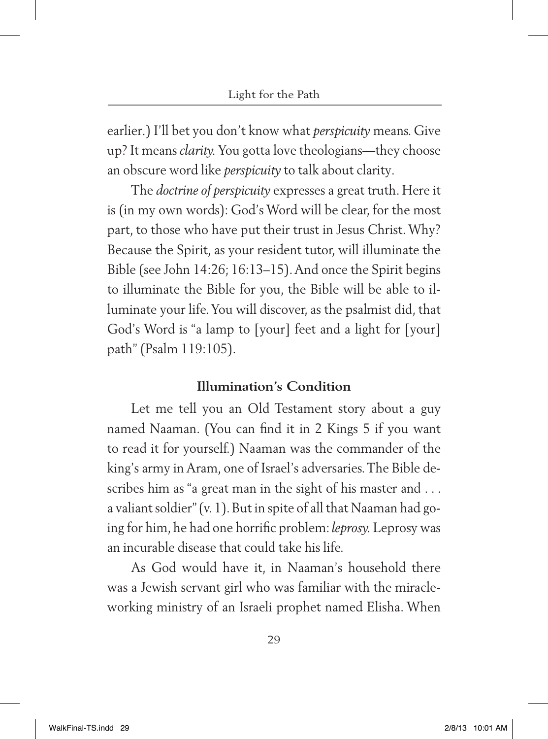earlier.) I'll bet you don't know what *perspicuity* means. Give up? It means *clarity.* You gotta love theologians—they choose an obscure word like *perspicuity* to talk about clarity.

The *doctrine of perspicuity* expresses a great truth. Here it is (in my own words): God's Word will be clear, for the most part, to those who have put their trust in Jesus Christ. Why? Because the Spirit, as your resident tutor, will illuminate the Bible (see John 14:26; 16:13–15). And once the Spirit begins to illuminate the Bible for you, the Bible will be able to illuminate your life. You will discover, as the psalmist did, that God's Word is "a lamp to [your] feet and a light for [your] path" (Psalm 119:105).

### Illumination's Condition

Let me tell you an Old Testament story about a guy named Naaman. (You can find it in 2 Kings 5 if you want to read it for yourself.) Naaman was the commander of the king's army in Aram, one of Israel's adversaries. The Bible describes him as "a great man in the sight of his master and . . . a valiant soldier" (v. 1). But in spite of all that Naaman had going for him, he had one horrific problem: *leprosy.* Leprosy was an incurable disease that could take his life.

As God would have it, in Naaman's household there was a Jewish servant girl who was familiar with the miracle-working ministry of an Israeli prophet named Elisha. When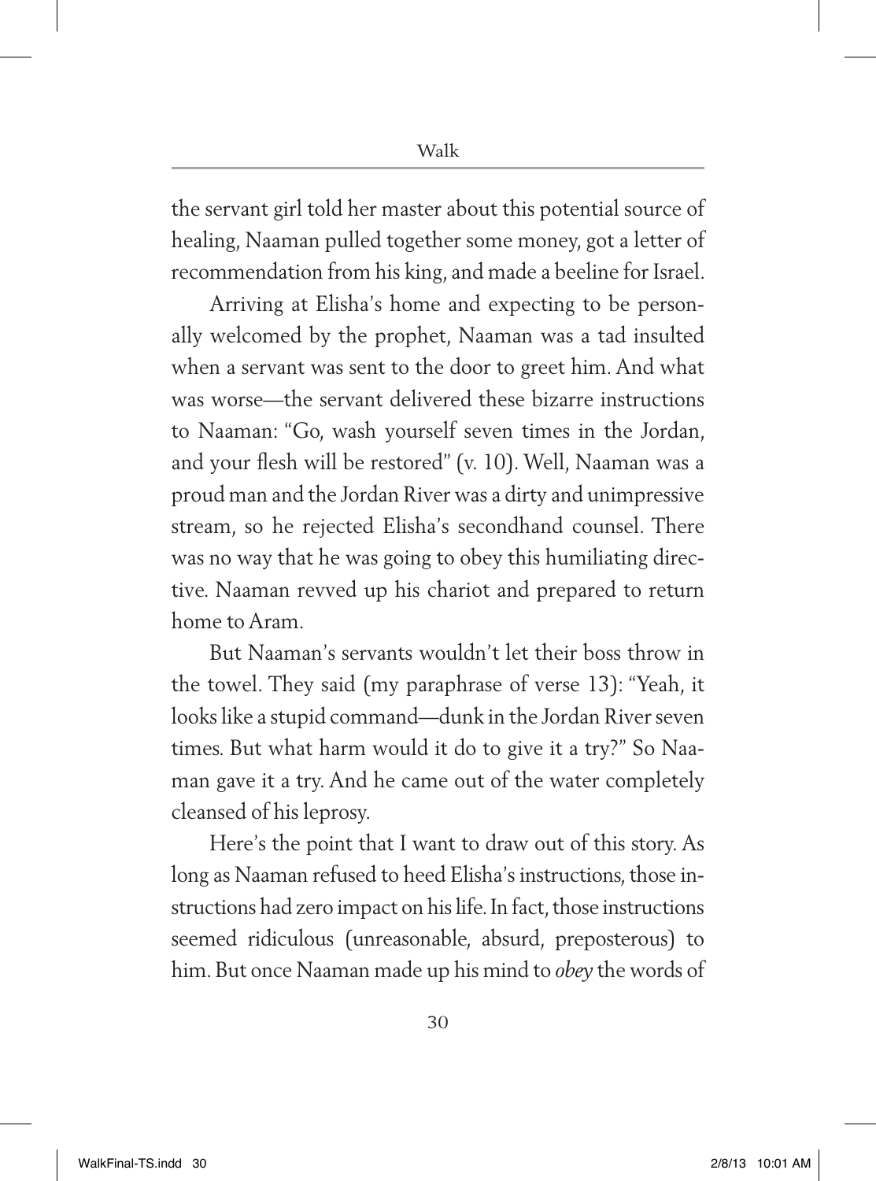the servant girl told her master about this potential source of healing, Naaman pulled together some money, got a letter of recommendation from his king, and made a beeline for Israel.

Arriving at Elisha's home and expecting to be personally welcomed by the prophet, Naaman was a tad insulted when a servant was sent to the door to greet him. And what was worse—the servant delivered these bizarre instructions to Naaman: "Go, wash yourself seven times in the Jordan, and your flesh will be restored" (v. 10). Well, Naaman was a proud man and the Jordan River was a dirty and unimpressive stream, so he rejected Elisha's secondhand counsel. There was no way that he was going to obey this humiliating directive. Naaman revved up his chariot and prepared to return home to Aram.

But Naaman's servants wouldn't let their boss throw in the towel. They said (my paraphrase of verse 13): "Yeah, it looks like a stupid command—dunk in the Jordan River seven times. But what harm would it do to give it a try?" So Naaman gave it a try. And he came out of the water completely cleansed of his leprosy.

Here's the point that I want to draw out of this story. As long as Naaman refused to heed Elisha's instructions, those instructions had zero impact on his life. In fact, those instructions seemed ridiculous (unreasonable, absurd, preposterous) to him. But once Naaman made up his mind to *obey* the words of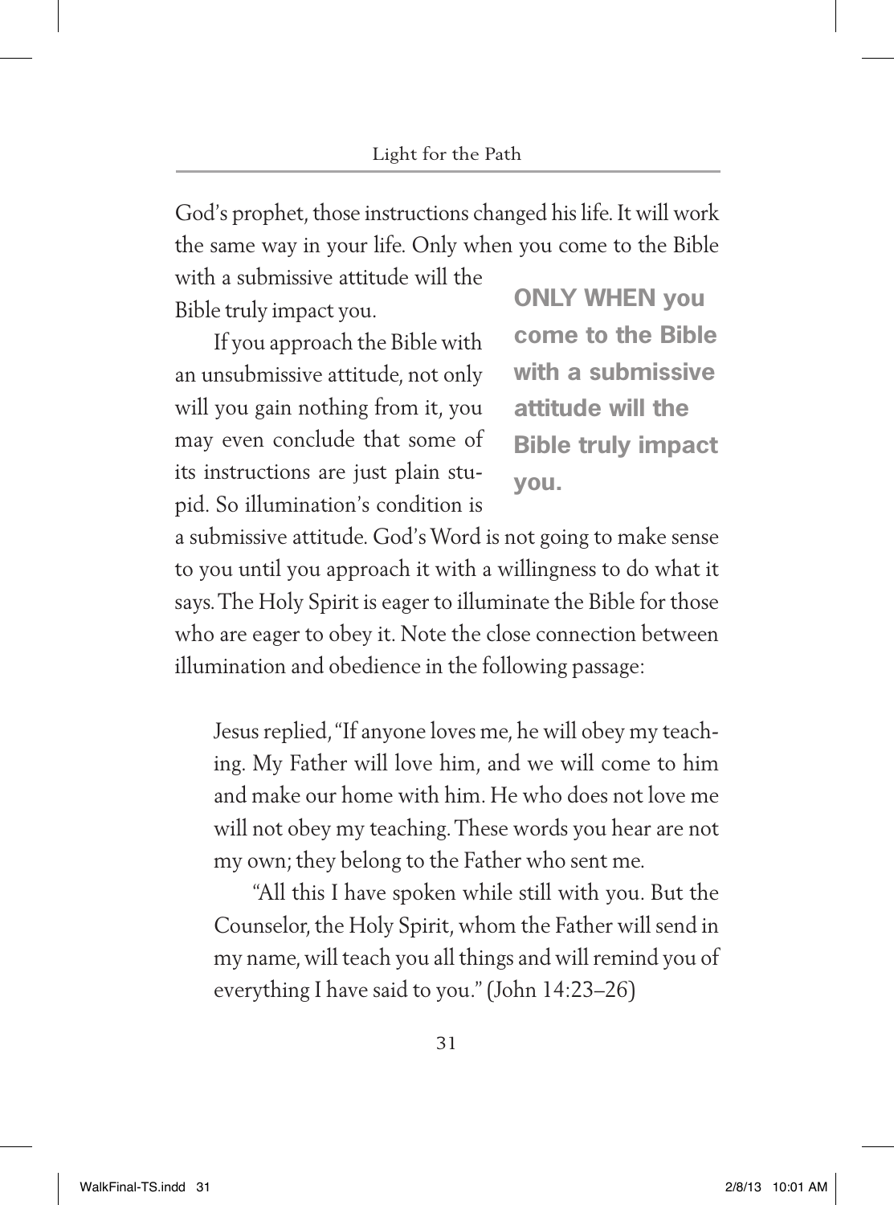God's prophet, those instructions changed his life. It will work the same way in your life. Only when you come to the Bible with a submissive attitude will the Bible truly impact you.

**ONLY WHEN you come to the Bible with a submissive attitude will the Bible truly impact you.**

If you approach the Bible with an unsubmissive attitude, not only will you gain nothing from it, you may even conclude that some of its instructions are just plain stupid. So illumination's condition is a submissive attitude. God's Word is not going to make sense to you until you approach it with a willingness to do what it says. The Holy Spirit is eager to illuminate the Bible for those who are eager to obey it. Note the close connection between illumination and obedience in the following passage:

> Jesus replied, "If anyone loves me, he will obey my teaching. My Father will love him, and we will come to him and make our home with him. He who does not love me will not obey my teaching. These words you hear are not my own; they belong to the Father who sent me.
>
> "All this I have spoken while still with you. But the Counselor, the Holy Spirit, whom the Father will send in my name, will teach you all things and will remind you of everything I have said to you." (John 14:23–26)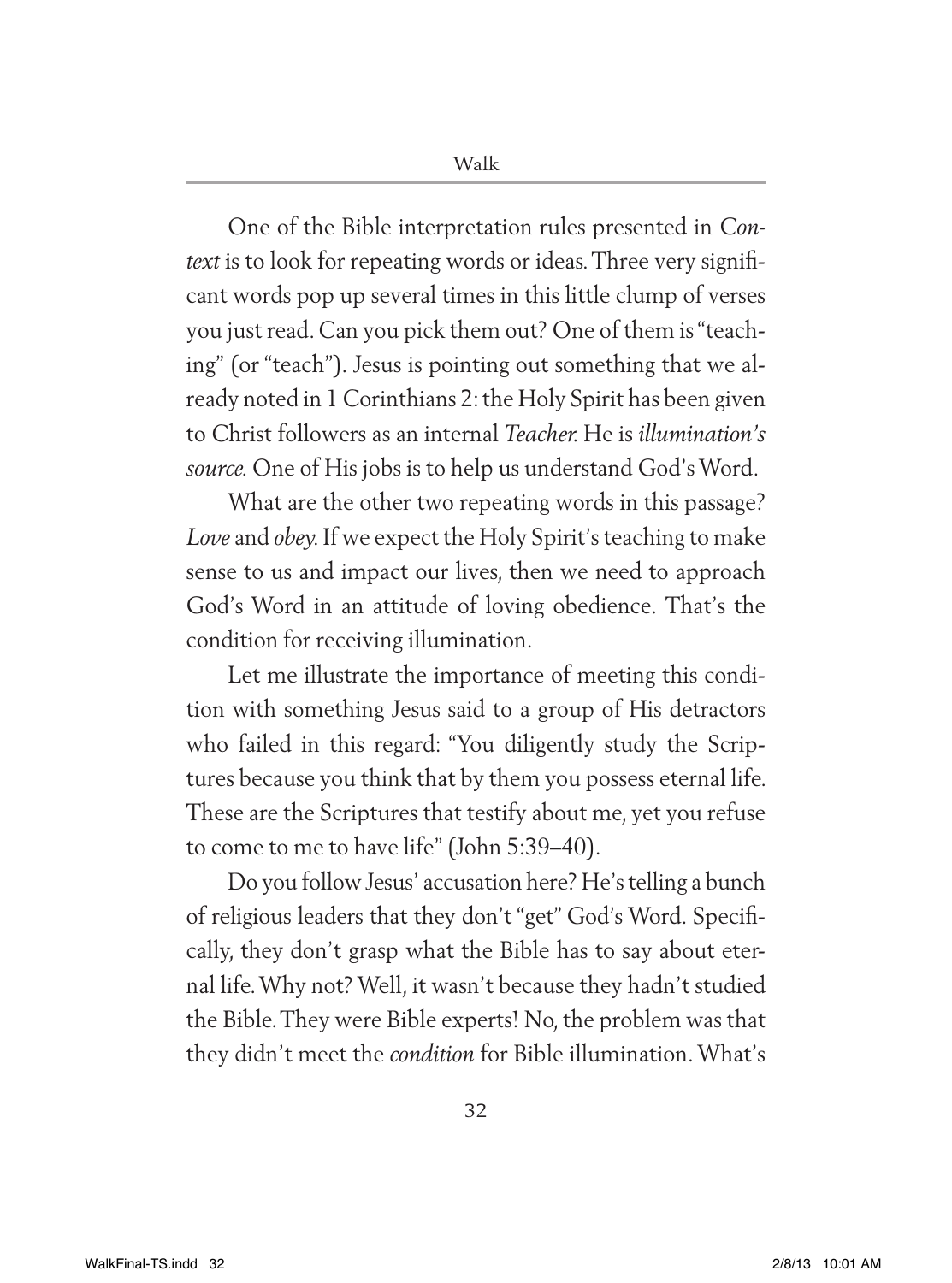One of the Bible interpretation rules presented in *Context* is to look for repeating words or ideas. Three very significant words pop up several times in this little clump of verses you just read. Can you pick them out? One of them is "teaching" (or "teach"). Jesus is pointing out something that we already noted in 1 Corinthians 2: the Holy Spirit has been given to Christ followers as an internal *Teacher.* He is *illumination's source.* One of His jobs is to help us understand God's Word.

What are the other two repeating words in this passage? *Love* and *obey.* If we expect the Holy Spirit's teaching to make sense to us and impact our lives, then we need to approach God's Word in an attitude of loving obedience. That's the condition for receiving illumination.

Let me illustrate the importance of meeting this condition with something Jesus said to a group of His detractors who failed in this regard: "You diligently study the Scriptures because you think that by them you possess eternal life. These are the Scriptures that testify about me, yet you refuse to come to me to have life" (John 5:39–40).

Do you follow Jesus' accusation here? He's telling a bunch of religious leaders that they don't "get" God's Word. Specifically, they don't grasp what the Bible has to say about eternal life. Why not? Well, it wasn't because they hadn't studied the Bible. They were Bible experts! No, the problem was that they didn't meet the *condition* for Bible illumination. What's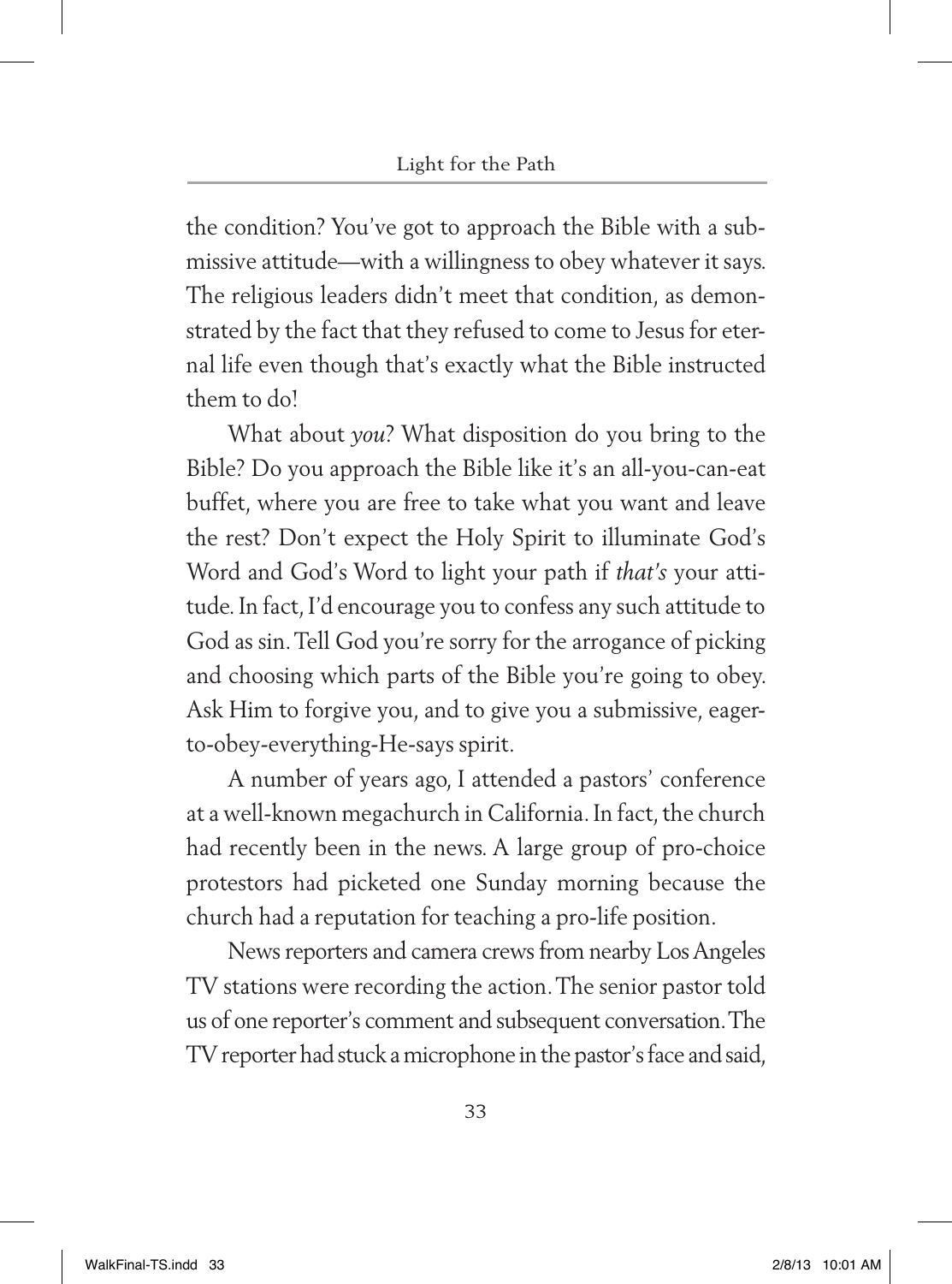the condition? You've got to approach the Bible with a submissive attitude—with a willingness to obey whatever it says. The religious leaders didn't meet that condition, as demonstrated by the fact that they refused to come to Jesus for eternal life even though that's exactly what the Bible instructed them to do!

What about *you*? What disposition do you bring to the Bible? Do you approach the Bible like it's an all-you-can-eat buffet, where you are free to take what you want and leave the rest? Don't expect the Holy Spirit to illuminate God's Word and God's Word to light your path if *that's* your attitude. In fact, I'd encourage you to confess any such attitude to God as sin. Tell God you're sorry for the arrogance of picking and choosing which parts of the Bible you're going to obey. Ask Him to forgive you, and to give you a submissive, eager-to-obey-everything-He-says spirit.

A number of years ago, I attended a pastors' conference at a well-known megachurch in California. In fact, the church had recently been in the news. A large group of pro-choice protestors had picketed one Sunday morning because the church had a reputation for teaching a pro-life position.

News reporters and camera crews from nearby Los Angeles TV stations were recording the action. The senior pastor told us of one reporter's comment and subsequent conversation. The TV reporter had stuck a microphone in the pastor's face and said,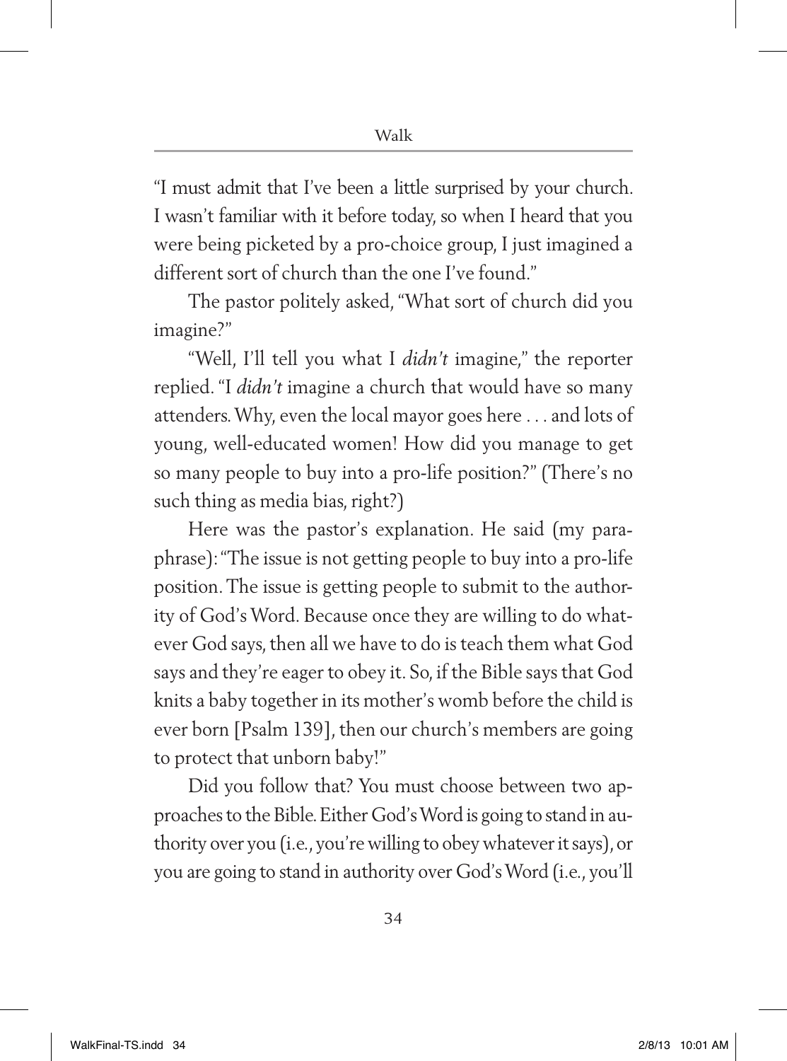"I must admit that I've been a little surprised by your church. I wasn't familiar with it before today, so when I heard that you were being picketed by a pro-choice group, I just imagined a different sort of church than the one I've found."

The pastor politely asked, "What sort of church did you imagine?"

"Well, I'll tell you what I *didn't* imagine," the reporter replied. "I *didn't* imagine a church that would have so many attenders. Why, even the local mayor goes here . . . and lots of young, well-educated women! How did you manage to get so many people to buy into a pro-life position?" (There's no such thing as media bias, right?)

Here was the pastor's explanation. He said (my paraphrase): "The issue is not getting people to buy into a pro-life position. The issue is getting people to submit to the authority of God's Word. Because once they are willing to do whatever God says, then all we have to do is teach them what God says and they're eager to obey it. So, if the Bible says that God knits a baby together in its mother's womb before the child is ever born [Psalm 139], then our church's members are going to protect that unborn baby!"

Did you follow that? You must choose between two approaches to the Bible. Either God's Word is going to stand in authority over you (i.e., you're willing to obey whatever it says), or you are going to stand in authority over God's Word (i.e., you'll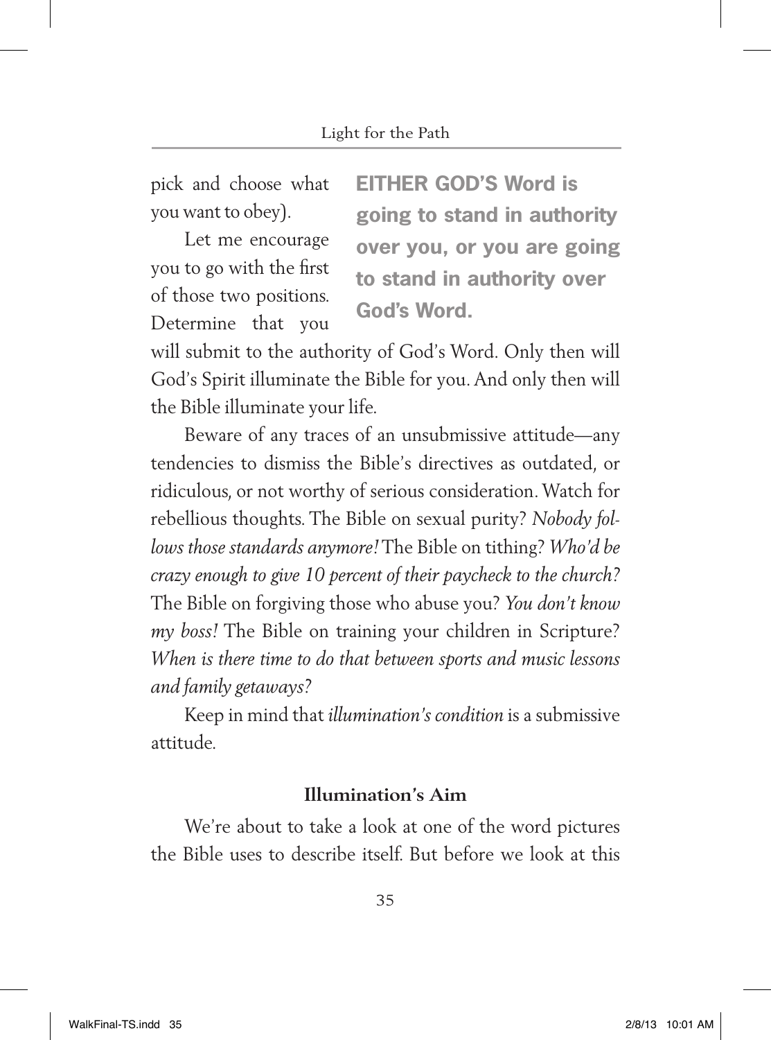pick and choose what you want to obey).

**EITHER GOD'S Word is going to stand in authority over you, or you are going to stand in authority over God's Word.**

Let me encourage you to go with the first of those two positions. Determine that you will submit to the authority of God's Word. Only then will God's Spirit illuminate the Bible for you. And only then will the Bible illuminate your life.

Beware of any traces of an unsubmissive attitude—any tendencies to dismiss the Bible's directives as outdated, or ridiculous, or not worthy of serious consideration. Watch for rebellious thoughts. The Bible on sexual purity? *Nobody follows those standards anymore!* The Bible on tithing? *Who'd be crazy enough to give 10 percent of their paycheck to the church?* The Bible on forgiving those who abuse you? *You don't know my boss!* The Bible on training your children in Scripture? *When is there time to do that between sports and music lessons and family getaways?*

Keep in mind that *illumination's condition* is a submissive attitude.

### Illumination's Aim

We're about to take a look at one of the word pictures the Bible uses to describe itself. But before we look at this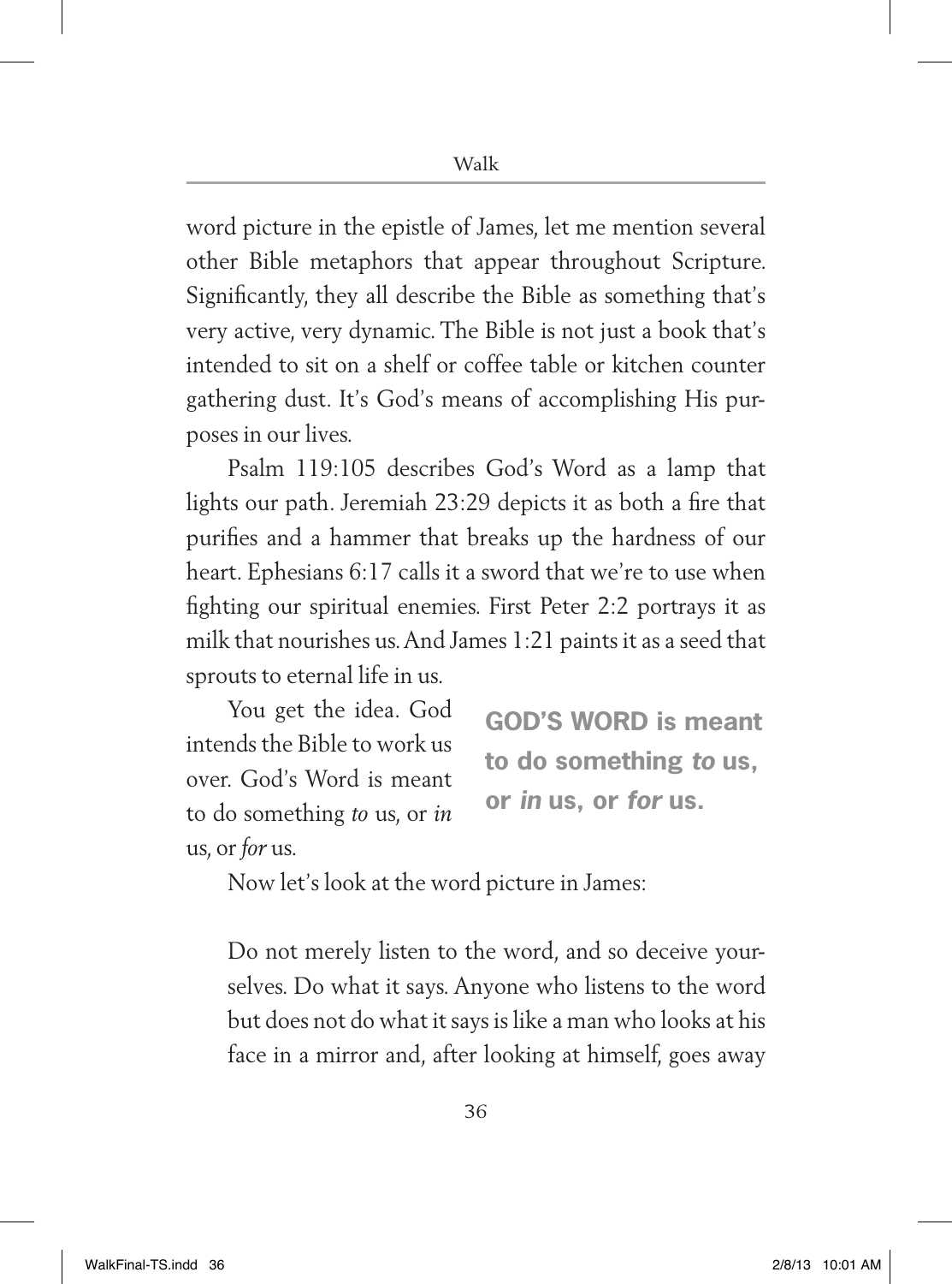word picture in the epistle of James, let me mention several other Bible metaphors that appear throughout Scripture. Significantly, they all describe the Bible as something that's very active, very dynamic. The Bible is not just a book that's intended to sit on a shelf or coffee table or kitchen counter gathering dust. It's God's means of accomplishing His purposes in our lives.

Psalm 119:105 describes God's Word as a lamp that lights our path. Jeremiah 23:29 depicts it as both a fire that purifies and a hammer that breaks up the hardness of our heart. Ephesians 6:17 calls it a sword that we're to use when fighting our spiritual enemies. First Peter 2:2 portrays it as milk that nourishes us. And James 1:21 paints it as a seed that sprouts to eternal life in us.

You get the idea. God intends the Bible to work us over. God's Word is meant to do something *to* us, or *in* us, or *for* us.

**GOD'S WORD is meant to do something *to* us, or *in* us, or *for* us.**

Now let's look at the word picture in James:

> Do not merely listen to the word, and so deceive yourselves. Do what it says. Anyone who listens to the word but does not do what it says is like a man who looks at his face in a mirror and, after looking at himself, goes away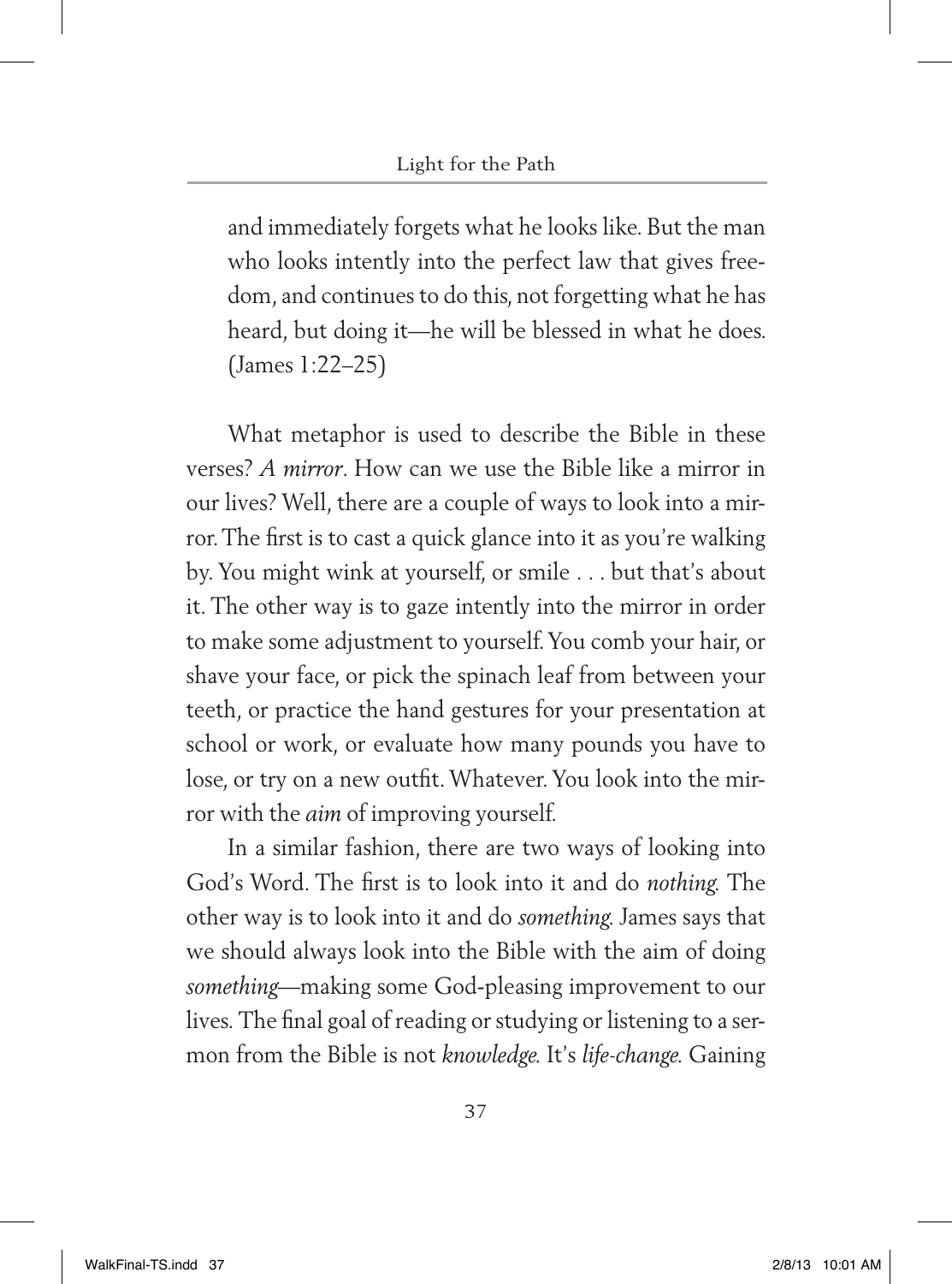> and immediately forgets what he looks like. But the man who looks intently into the perfect law that gives freedom, and continues to do this, not forgetting what he has heard, but doing it—he will be blessed in what he does. (James 1:22–25)

What metaphor is used to describe the Bible in these verses? *A mirror*. How can we use the Bible like a mirror in our lives? Well, there are a couple of ways to look into a mirror. The first is to cast a quick glance into it as you're walking by. You might wink at yourself, or smile . . . but that's about it. The other way is to gaze intently into the mirror in order to make some adjustment to yourself. You comb your hair, or shave your face, or pick the spinach leaf from between your teeth, or practice the hand gestures for your presentation at school or work, or evaluate how many pounds you have to lose, or try on a new outfit. Whatever. You look into the mirror with the *aim* of improving yourself.

In a similar fashion, there are two ways of looking into God's Word. The first is to look into it and do *nothing.* The other way is to look into it and do *something.* James says that we should always look into the Bible with the aim of doing *something*—making some God-pleasing improvement to our lives. The final goal of reading or studying or listening to a sermon from the Bible is not *knowledge.* It's *life-change.* Gaining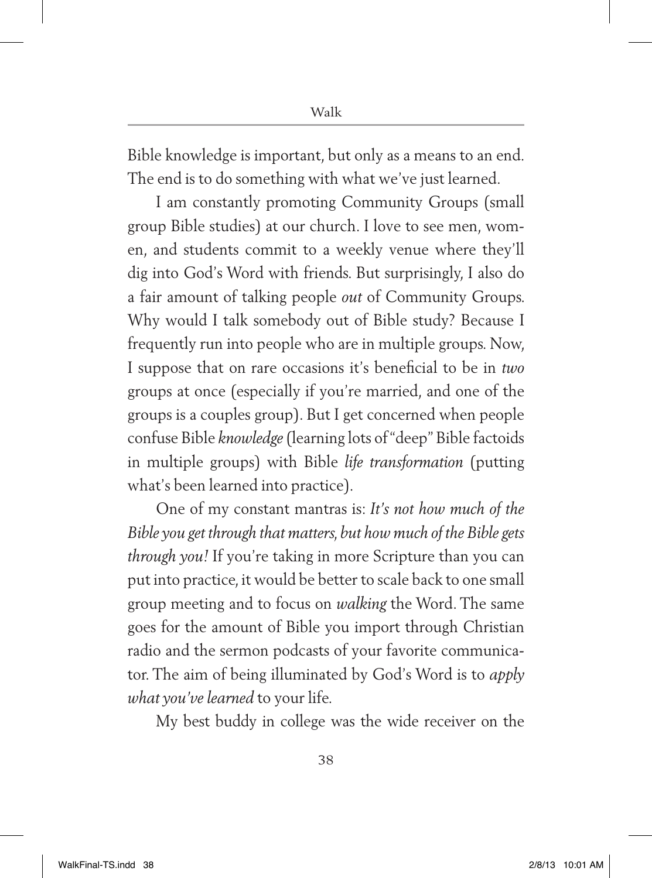Bible knowledge is important, but only as a means to an end. The end is to do something with what we've just learned.

I am constantly promoting Community Groups (small group Bible studies) at our church. I love to see men, women, and students commit to a weekly venue where they'll dig into God's Word with friends. But surprisingly, I also do a fair amount of talking people *out* of Community Groups. Why would I talk somebody out of Bible study? Because I frequently run into people who are in multiple groups. Now, I suppose that on rare occasions it's beneficial to be in *two* groups at once (especially if you're married, and one of the groups is a couples group). But I get concerned when people confuse Bible *knowledge* (learning lots of "deep" Bible factoids in multiple groups) with Bible *life transformation* (putting what's been learned into practice).

One of my constant mantras is: *It's not how much of the Bible you get through that matters, but how much of the Bible gets through you!* If you're taking in more Scripture than you can put into practice, it would be better to scale back to one small group meeting and to focus on *walking* the Word. The same goes for the amount of Bible you import through Christian radio and the sermon podcasts of your favorite communicator. The aim of being illuminated by God's Word is to *apply what you've learned* to your life.

My best buddy in college was the wide receiver on the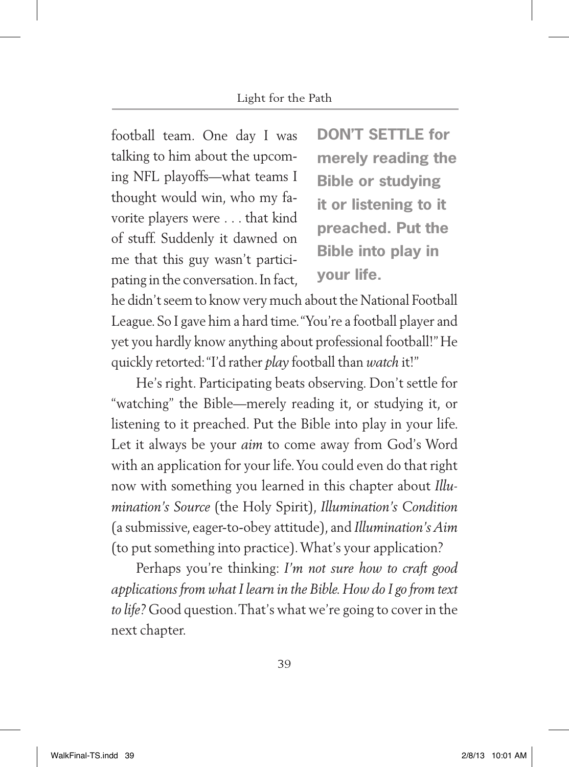football team. One day I was talking to him about the upcoming NFL playoffs—what teams I thought would win, who my favorite players were . . . that kind of stuff. Suddenly it dawned on me that this guy wasn't participating in the conversation. In fact, he didn't seem to know very much about the National Football League. So I gave him a hard time. "You're a football player and yet you hardly know anything about professional football!" He quickly retorted: "I'd rather *play* football than *watch* it!"

**DON'T SETTLE for merely reading the Bible or studying it or listening to it preached. Put the Bible into play in your life.**

He's right. Participating beats observing. Don't settle for "watching" the Bible—merely reading it, or studying it, or listening to it preached. Put the Bible into play in your life. Let it always be your *aim* to come away from God's Word with an application for your life. You could even do that right now with something you learned in this chapter about *Illumination's Source* (the Holy Spirit), *Illumination's Condition* (a submissive, eager-to-obey attitude), and *Illumination's Aim* (to put something into practice). What's your application?

Perhaps you're thinking: *I'm not sure how to craft good applications from what I learn in the Bible. How do I go from text to life?* Good question. That's what we're going to cover in the next chapter.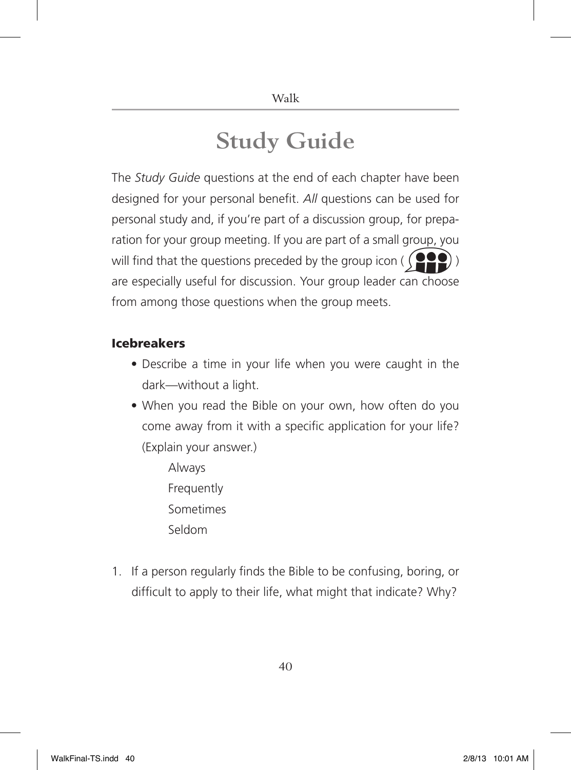# Study Guide

The *Study Guide* questions at the end of each chapter have been designed for your personal benefit. *All* questions can be used for personal study and, if you're part of a discussion group, for preparation for your group meeting. If you are part of a small group, you will find that the questions preceded by the group icon ( ) are especially useful for discussion. Your group leader can choose from among those questions when the group meets.

### Icebreakers

- Describe a time in your life when you were caught in the dark—without a light.
- When you read the Bible on your own, how often do you come away from it with a specific application for your life? (Explain your answer.)

  Always
  
  Frequently
  
  Sometimes
  
  Seldom

1. If a person regularly finds the Bible to be confusing, boring, or difficult to apply to their life, what might that indicate? Why?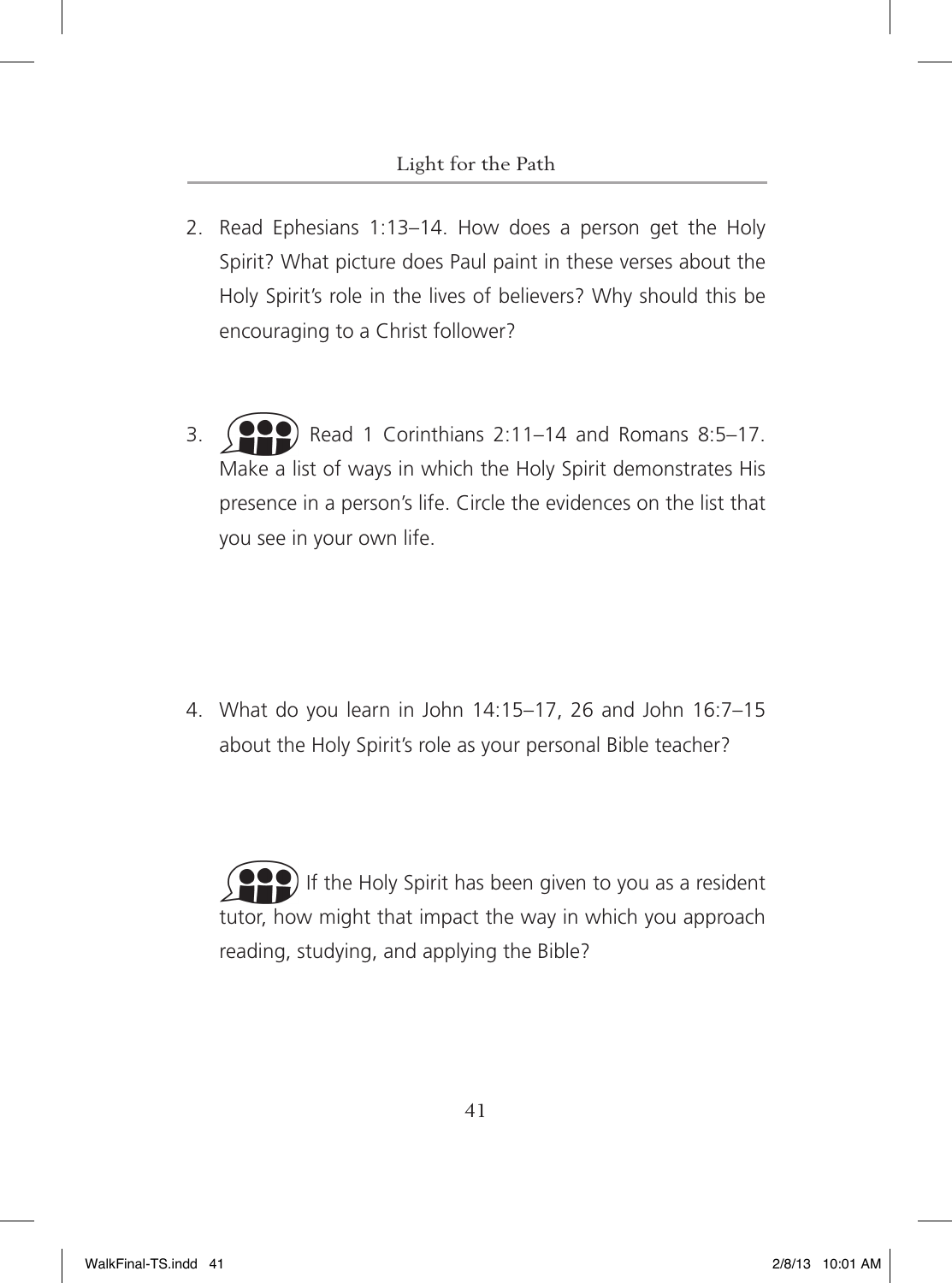2. Read Ephesians 1:13–14. How does a person get the Holy Spirit? What picture does Paul paint in these verses about the Holy Spirit's role in the lives of believers? Why should this be encouraging to a Christ follower?

3. Read 1 Corinthians 2:11–14 and Romans 8:5–17. Make a list of ways in which the Holy Spirit demonstrates His presence in a person's life. Circle the evidences on the list that you see in your own life.

4. What do you learn in John 14:15–17, 26 and John 16:7–15 about the Holy Spirit's role as your personal Bible teacher?

   If the Holy Spirit has been given to you as a resident tutor, how might that impact the way in which you approach reading, studying, and applying the Bible?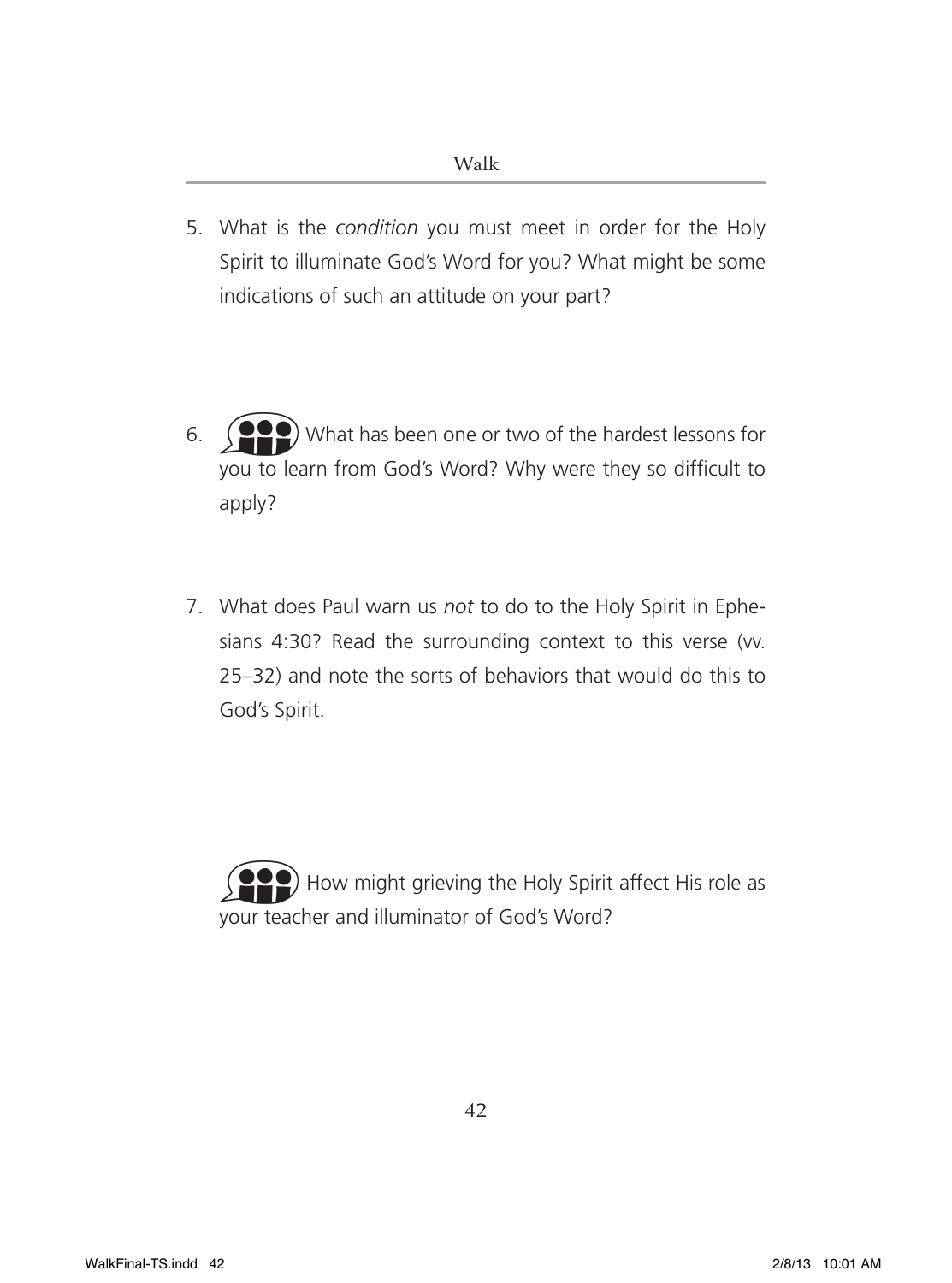5. What is the *condition* you must meet in order for the Holy Spirit to illuminate God's Word for you? What might be some indications of such an attitude on your part?

6. What has been one or two of the hardest lessons for you to learn from God's Word? Why were they so difficult to apply?

7. What does Paul warn us *not* to do to the Holy Spirit in Ephesians 4:30? Read the surrounding context to this verse (vv. 25–32) and note the sorts of behaviors that would do this to God's Spirit.

   How might grieving the Holy Spirit affect His role as your teacher and illuminator of God's Word?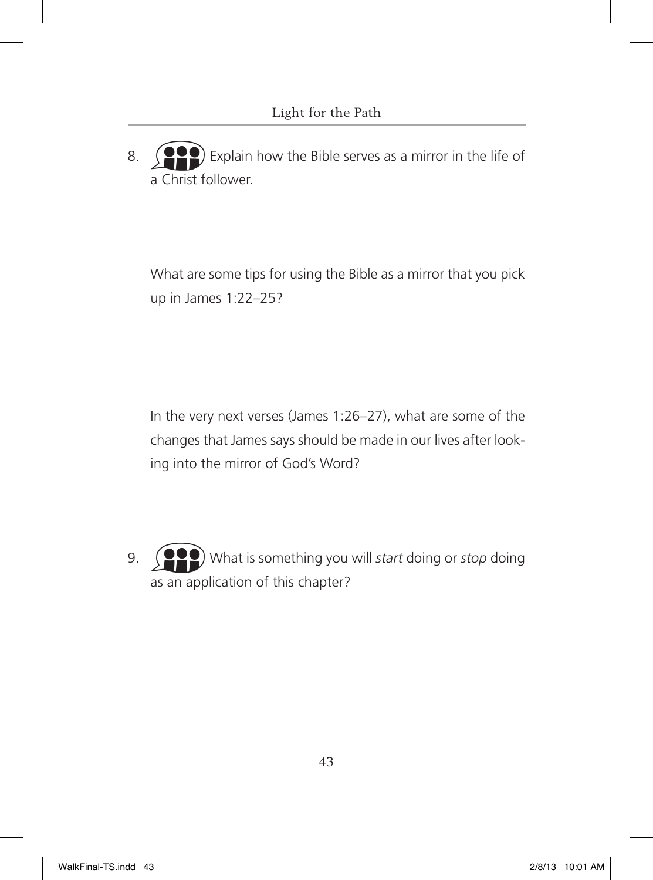8. Explain how the Bible serves as a mirror in the life of a Christ follower.

   What are some tips for using the Bible as a mirror that you pick up in James 1:22–25?

   In the very next verses (James 1:26–27), what are some of the changes that James says should be made in our lives after looking into the mirror of God's Word?

9. What is something you will *start* doing or *stop* doing as an application of this chapter?